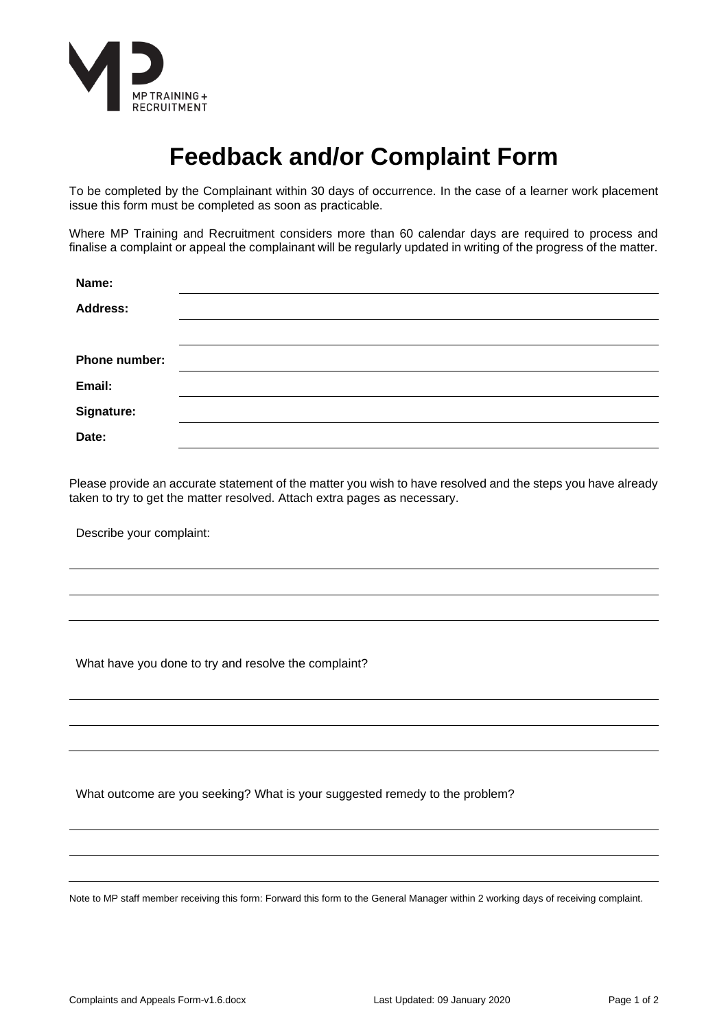MP TRAINING +
RECRUITMENT

# Feedback and/or Complaint Form

To be completed by the Complainant within 30 days of occurrence. In the case of a learner work placement issue this form must be completed as soon as practicable.

Where MP Training and Recruitment considers more than 60 calendar days are required to process and finalise a complaint or appeal the complainant will be regularly updated in writing of the progress of the matter.

**Name:** ______________________________

**Address:** ______________________________

______________________________

**Phone number:** ______________________________

**Email:** ______________________________

**Signature:** ______________________________

**Date:** ______________________________

Please provide an accurate statement of the matter you wish to have resolved and the steps you have already taken to try to get the matter resolved. Attach extra pages as necessary.

Describe your complaint:

______________________________

______________________________

______________________________

What have you done to try and resolve the complaint?

______________________________

______________________________

______________________________

What outcome are you seeking? What is your suggested remedy to the problem?

______________________________

______________________________

______________________________

Note to MP staff member receiving this form: Forward this form to the General Manager within 2 working days of receiving complaint.

Complaints and Appeals Form-v1.6.docx Last Updated: 09 January 2020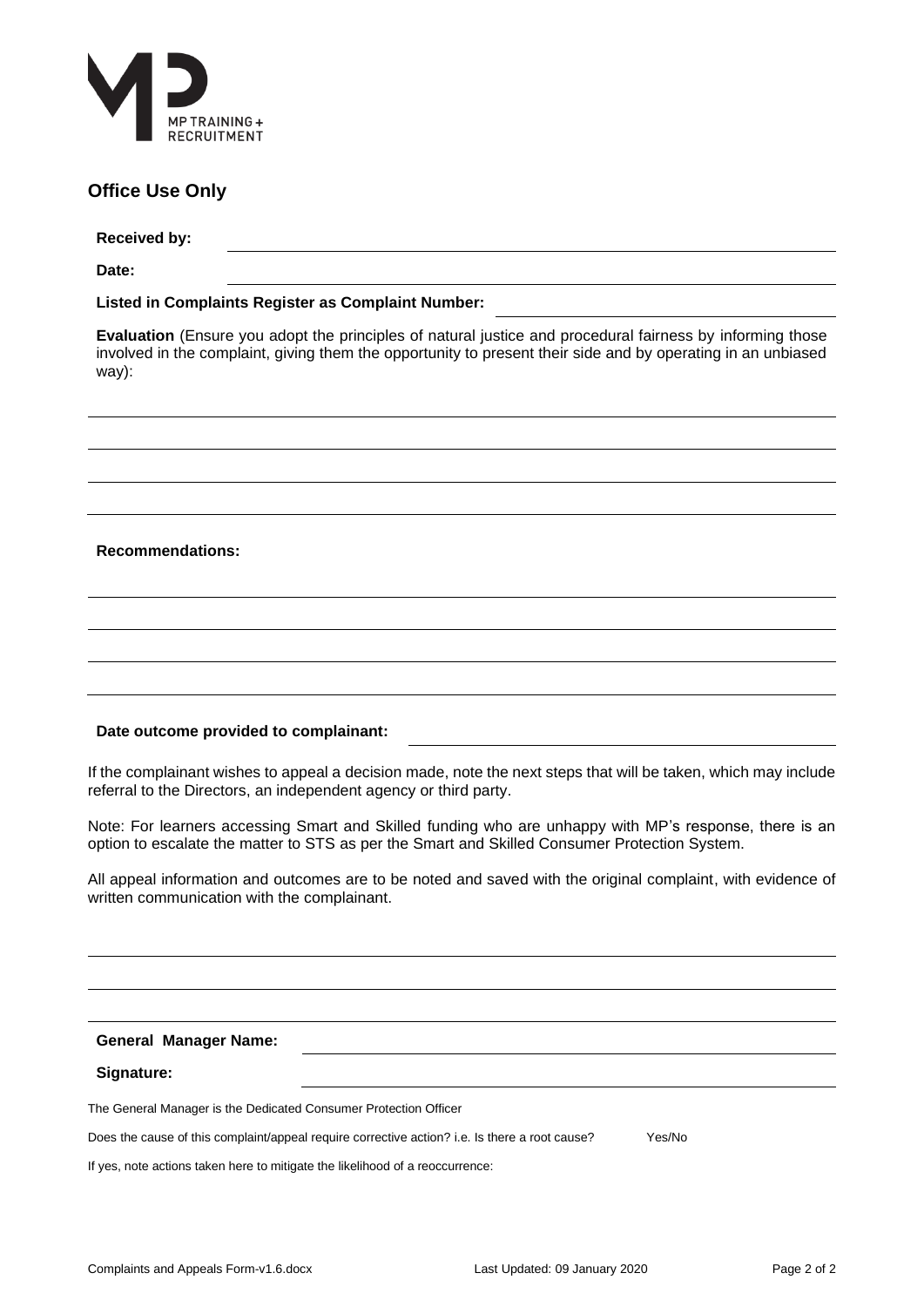## Office Use Only

**Received by:** \_\_\_\_\_\_\_\_\_\_\_\_\_\_\_\_\_\_\_\_\_\_\_\_\_\_\_\_\_\_

**Date:** \_\_\_\_\_\_\_\_\_\_\_\_\_\_\_\_\_\_\_\_\_\_\_\_\_\_\_\_\_\_

**Listed in Complaints Register as Complaint Number:** \_\_\_\_\_\_\_\_\_\_\_\_\_\_\_\_\_\_\_\_

**Evaluation** (Ensure you adopt the principles of natural justice and procedural fairness by informing those involved in the complaint, giving them the opportunity to present their side and by operating in an unbiased way):

**Recommendations:**

**Date outcome provided to complainant:** \_\_\_\_\_\_\_\_\_\_\_\_\_\_\_\_\_\_\_\_

If the complainant wishes to appeal a decision made, note the next steps that will be taken, which may include referral to the Directors, an independent agency or third party.

Note: For learners accessing Smart and Skilled funding who are unhappy with MP's response, there is an option to escalate the matter to STS as per the Smart and Skilled Consumer Protection System.

All appeal information and outcomes are to be noted and saved with the original complaint, with evidence of written communication with the complainant.

**General Manager Name:** \_\_\_\_\_\_\_\_\_\_\_\_\_\_\_\_\_\_\_\_\_\_\_\_\_\_\_\_\_\_

**Signature:** \_\_\_\_\_\_\_\_\_\_\_\_\_\_\_\_\_\_\_\_\_\_\_\_\_\_\_\_\_\_

The General Manager is the Dedicated Consumer Protection Officer

Does the cause of this complaint/appeal require corrective action? i.e. Is there a root cause? Yes/No

If yes, note actions taken here to mitigate the likelihood of a reoccurrence: